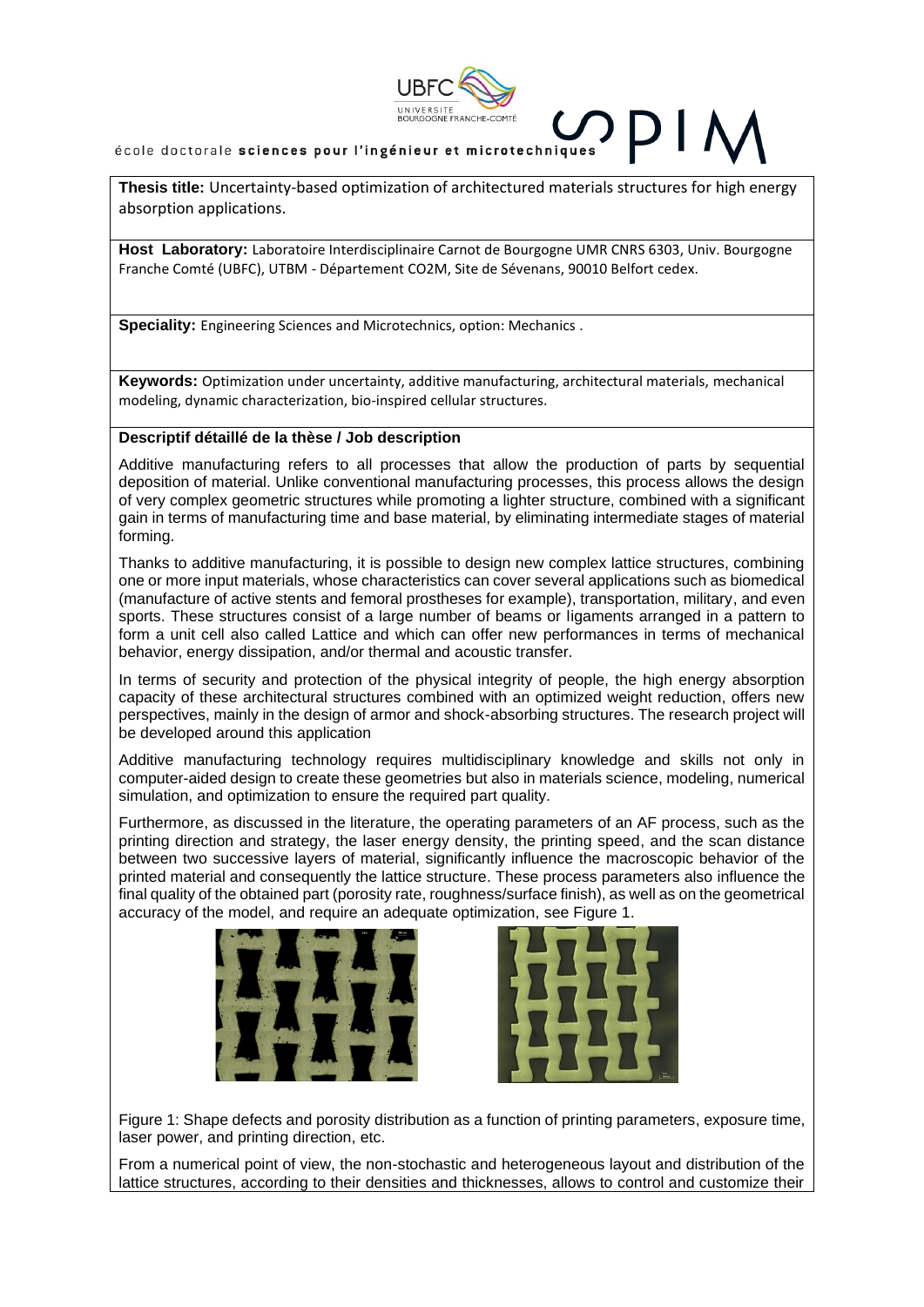école doctorale **sciences pour l'ingénieur et microtechniques**

**Thesis title:** Uncertainty-based optimization of architectured materials structures for high energy absorption applications.

**Host Laboratory:** Laboratoire Interdisciplinaire Carnot de Bourgogne UMR CNRS 6303, Univ. Bourgogne Franche Comté (UBFC), UTBM - Département CO2M, Site de Sévenans, 90010 Belfort cedex.

**Speciality:** Engineering Sciences and Microtechnics, option: Mechanics .

**Keywords:** Optimization under uncertainty, additive manufacturing, architectural materials, mechanical modeling, dynamic characterization, bio-inspired cellular structures.

**Descriptif détaillé de la thèse / Job description**

Additive manufacturing refers to all processes that allow the production of parts by sequential deposition of material. Unlike conventional manufacturing processes, this process allows the design of very complex geometric structures while promoting a lighter structure, combined with a significant gain in terms of manufacturing time and base material, by eliminating intermediate stages of material forming.

Thanks to additive manufacturing, it is possible to design new complex lattice structures, combining one or more input materials, whose characteristics can cover several applications such as biomedical (manufacture of active stents and femoral prostheses for example), transportation, military, and even sports. These structures consist of a large number of beams or ligaments arranged in a pattern to form a unit cell also called Lattice and which can offer new performances in terms of mechanical behavior, energy dissipation, and/or thermal and acoustic transfer.

In terms of security and protection of the physical integrity of people, the high energy absorption capacity of these architectural structures combined with an optimized weight reduction, offers new perspectives, mainly in the design of armor and shock-absorbing structures. The research project will be developed around this application

Additive manufacturing technology requires multidisciplinary knowledge and skills not only in computer-aided design to create these geometries but also in materials science, modeling, numerical simulation, and optimization to ensure the required part quality.

Furthermore, as discussed in the literature, the operating parameters of an AF process, such as the printing direction and strategy, the laser energy density, the printing speed, and the scan distance between two successive layers of material, significantly influence the macroscopic behavior of the printed material and consequently the lattice structure. These process parameters also influence the final quality of the obtained part (porosity rate, roughness/surface finish), as well as on the geometrical accuracy of the model, and require an adequate optimization, see Figure 1.

Figure 1: Shape defects and porosity distribution as a function of printing parameters, exposure time, laser power, and printing direction, etc.

From a numerical point of view, the non-stochastic and heterogeneous layout and distribution of the lattice structures, according to their densities and thicknesses, allows to control and customize their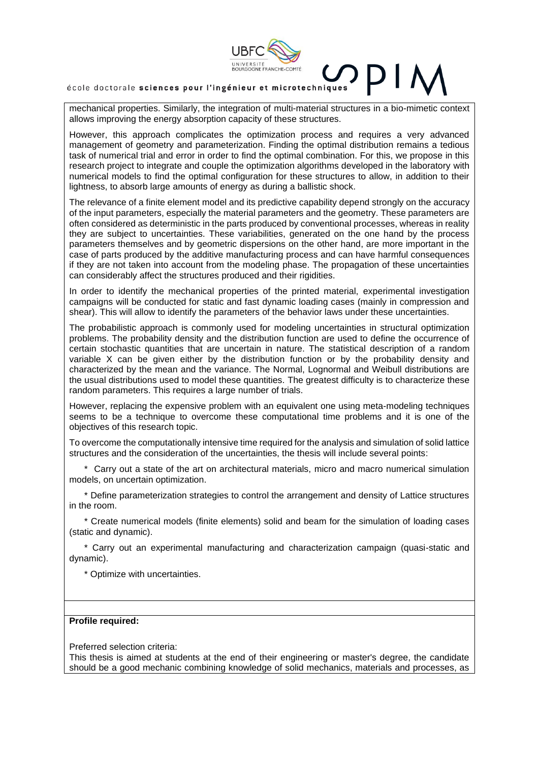mechanical properties. Similarly, the integration of multi-material structures in a bio-mimetic context allows improving the energy absorption capacity of these structures.

However, this approach complicates the optimization process and requires a very advanced management of geometry and parameterization. Finding the optimal distribution remains a tedious task of numerical trial and error in order to find the optimal combination. For this, we propose in this research project to integrate and couple the optimization algorithms developed in the laboratory with numerical models to find the optimal configuration for these structures to allow, in addition to their lightness, to absorb large amounts of energy as during a ballistic shock.

The relevance of a finite element model and its predictive capability depend strongly on the accuracy of the input parameters, especially the material parameters and the geometry. These parameters are often considered as deterministic in the parts produced by conventional processes, whereas in reality they are subject to uncertainties. These variabilities, generated on the one hand by the process parameters themselves and by geometric dispersions on the other hand, are more important in the case of parts produced by the additive manufacturing process and can have harmful consequences if they are not taken into account from the modeling phase. The propagation of these uncertainties can considerably affect the structures produced and their rigidities.

In order to identify the mechanical properties of the printed material, experimental investigation campaigns will be conducted for static and fast dynamic loading cases (mainly in compression and shear). This will allow to identify the parameters of the behavior laws under these uncertainties.

The probabilistic approach is commonly used for modeling uncertainties in structural optimization problems. The probability density and the distribution function are used to define the occurrence of certain stochastic quantities that are uncertain in nature. The statistical description of a random variable X can be given either by the distribution function or by the probability density and characterized by the mean and the variance. The Normal, Lognormal and Weibull distributions are the usual distributions used to model these quantities. The greatest difficulty is to characterize these random parameters. This requires a large number of trials.

However, replacing the expensive problem with an equivalent one using meta-modeling techniques seems to be a technique to overcome these computational time problems and it is one of the objectives of this research topic.

To overcome the computationally intensive time required for the analysis and simulation of solid lattice structures and the consideration of the uncertainties, the thesis will include several points:

* Carry out a state of the art on architectural materials, micro and macro numerical simulation models, on uncertain optimization.

* Define parameterization strategies to control the arrangement and density of Lattice structures in the room.

* Create numerical models (finite elements) solid and beam for the simulation of loading cases (static and dynamic).

* Carry out an experimental manufacturing and characterization campaign (quasi-static and dynamic).

* Optimize with uncertainties.

**Profile required:**

Preferred selection criteria:
This thesis is aimed at students at the end of their engineering or master's degree, the candidate should be a good mechanic combining knowledge of solid mechanics, materials and processes, as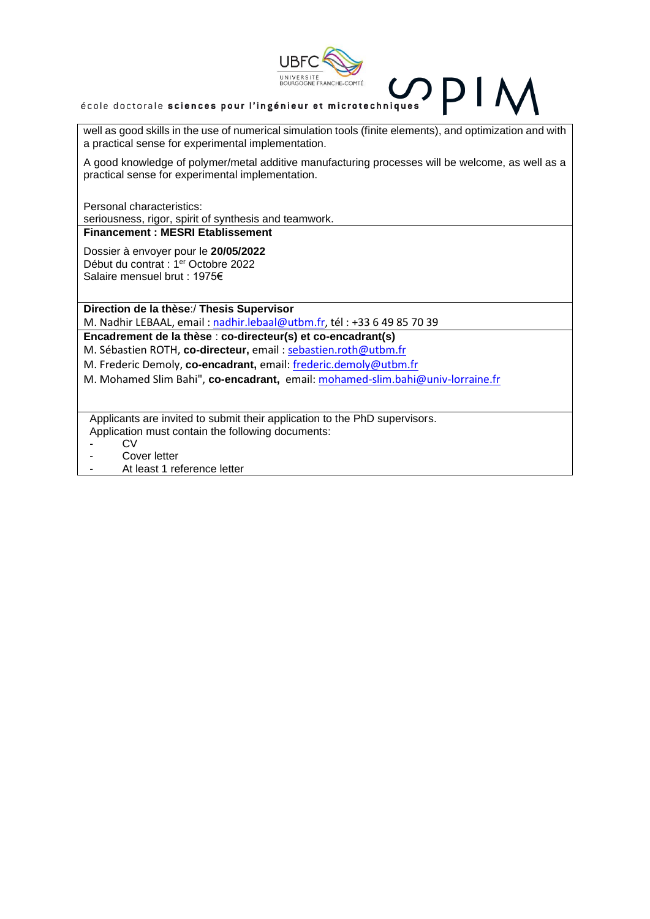well as good skills in the use of numerical simulation tools (finite elements), and optimization and with a practical sense for experimental implementation.

A good knowledge of polymer/metal additive manufacturing processes will be welcome, as well as a practical sense for experimental implementation.

Personal characteristics:
seriousness, rigor, spirit of synthesis and teamwork.

**Financement : MESRI Etablissement**

Dossier à envoyer pour le **20/05/2022**
Début du contrat : 1er Octobre 2022
Salaire mensuel brut : 1975€

**Direction de la thèse**:/ **Thesis Supervisor**
M. Nadhir LEBAAL, email : nadhir.lebaal@utbm.fr, tél : +33 6 49 85 70 39

**Encadrement de la thèse** : **co-directeur(s) et co-encadrant(s)**
M. Sébastien ROTH, **co-directeur,** email : sebastien.roth@utbm.fr
M. Frederic Demoly, **co-encadrant,** email: frederic.demoly@utbm.fr
M. Mohamed Slim Bahi", **co-encadrant,** email: mohamed-slim.bahi@univ-lorraine.fr

Applicants are invited to submit their application to the PhD supervisors.
Application must contain the following documents:

- CV
- Cover letter
- At least 1 reference letter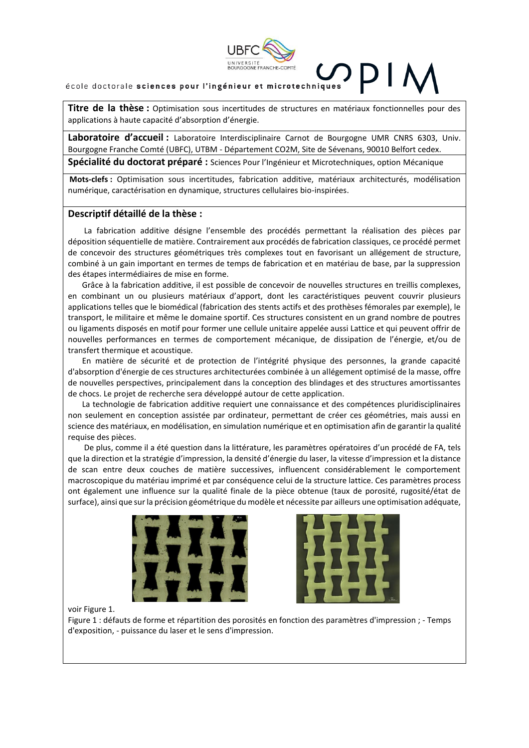école doctorale **sciences pour l'ingénieur et microtechniques**

**Titre de la thèse :** Optimisation sous incertitudes de structures en matériaux fonctionnelles pour des applications à haute capacité d'absorption d'énergie.

**Laboratoire d'accueil :** Laboratoire Interdisciplinaire Carnot de Bourgogne UMR CNRS 6303, Univ. Bourgogne Franche Comté (UBFC), UTBM - Département CO2M, Site de Sévenans, 90010 Belfort cedex.

**Spécialité du doctorat préparé :** Sciences Pour l'Ingénieur et Microtechniques, option Mécanique

**Mots-clefs :** Optimisation sous incertitudes, fabrication additive, matériaux architecturés, modélisation numérique, caractérisation en dynamique, structures cellulaires bio-inspirées.

## Descriptif détaillé de la thèse :

La fabrication additive désigne l'ensemble des procédés permettant la réalisation des pièces par déposition séquentielle de matière. Contrairement aux procédés de fabrication classiques, ce procédé permet de concevoir des structures géométriques très complexes tout en favorisant un allégement de structure, combiné à un gain important en termes de temps de fabrication et en matériau de base, par la suppression des étapes intermédiaires de mise en forme.

Grâce à la fabrication additive, il est possible de concevoir de nouvelles structures en treillis complexes, en combinant un ou plusieurs matériaux d'apport, dont les caractéristiques peuvent couvrir plusieurs applications telles que le biomédical (fabrication des stents actifs et des prothèses fémorales par exemple), le transport, le militaire et même le domaine sportif. Ces structures consistent en un grand nombre de poutres ou ligaments disposés en motif pour former une cellule unitaire appelée aussi Lattice et qui peuvent offrir de nouvelles performances en termes de comportement mécanique, de dissipation de l'énergie, et/ou de transfert thermique et acoustique.

En matière de sécurité et de protection de l'intégrité physique des personnes, la grande capacité d'absorption d'énergie de ces structures architecturées combinée à un allégement optimisé de la masse, offre de nouvelles perspectives, principalement dans la conception des blindages et des structures amortissantes de chocs. Le projet de recherche sera développé autour de cette application.

La technologie de fabrication additive requiert une connaissance et des compétences pluridisciplinaires non seulement en conception assistée par ordinateur, permettant de créer ces géométries, mais aussi en science des matériaux, en modélisation, en simulation numérique et en optimisation afin de garantir la qualité requise des pièces.

De plus, comme il a été question dans la littérature, les paramètres opératoires d'un procédé de FA, tels que la direction et la stratégie d'impression, la densité d'énergie du laser, la vitesse d'impression et la distance de scan entre deux couches de matière successives, influencent considérablement le comportement macroscopique du matériau imprimé et par conséquence celui de la structure lattice. Ces paramètres process ont également une influence sur la qualité finale de la pièce obtenue (taux de porosité, rugosité/état de surface), ainsi que sur la précision géométrique du modèle et nécessite par ailleurs une optimisation adéquate, voir Figure 1.

Figure 1 : défauts de forme et répartition des porosités en fonction des paramètres d'impression ; - Temps d'exposition, - puissance du laser et le sens d'impression.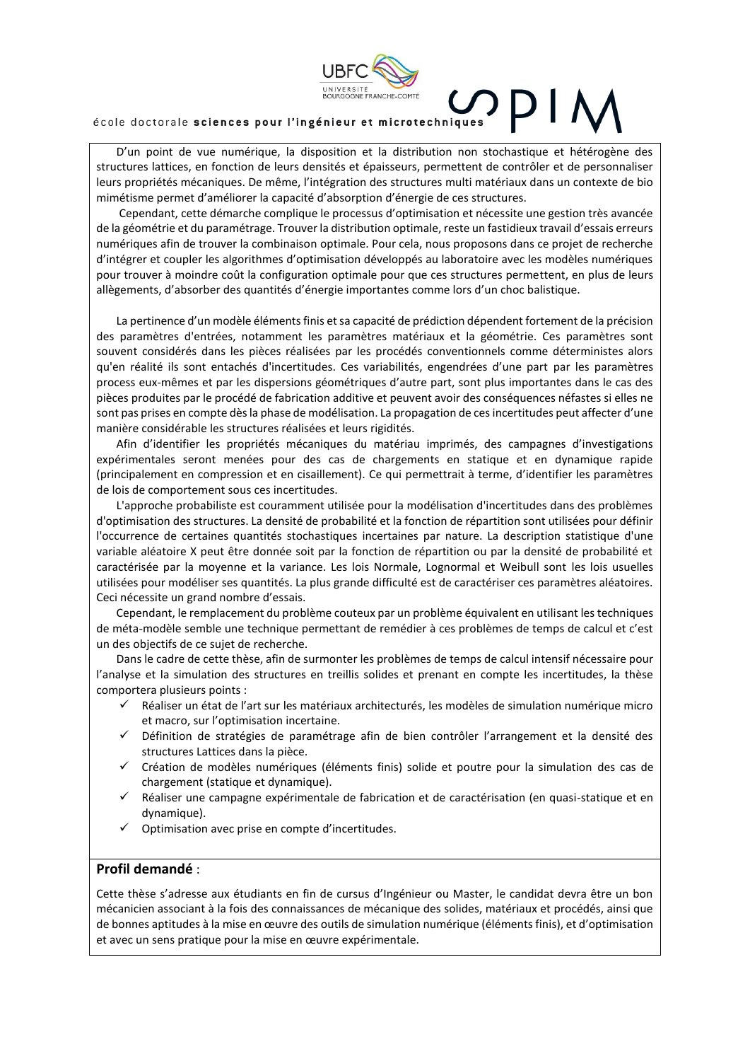D'un point de vue numérique, la disposition et la distribution non stochastique et hétérogène des structures lattices, en fonction de leurs densités et épaisseurs, permettent de contrôler et de personnaliser leurs propriétés mécaniques. De même, l'intégration des structures multi matériaux dans un contexte de bio mimétisme permet d'améliorer la capacité d'absorption d'énergie de ces structures.

Cependant, cette démarche complique le processus d'optimisation et nécessite une gestion très avancée de la géométrie et du paramétrage. Trouver la distribution optimale, reste un fastidieux travail d'essais erreurs numériques afin de trouver la combinaison optimale. Pour cela, nous proposons dans ce projet de recherche d'intégrer et coupler les algorithmes d'optimisation développés au laboratoire avec les modèles numériques pour trouver à moindre coût la configuration optimale pour que ces structures permettent, en plus de leurs allègements, d'absorber des quantités d'énergie importantes comme lors d'un choc balistique.

La pertinence d'un modèle éléments finis et sa capacité de prédiction dépendent fortement de la précision des paramètres d'entrées, notamment les paramètres matériaux et la géométrie. Ces paramètres sont souvent considérés dans les pièces réalisées par les procédés conventionnels comme déterministes alors qu'en réalité ils sont entachés d'incertitudes. Ces variabilités, engendrées d'une part par les paramètres process eux-mêmes et par les dispersions géométriques d'autre part, sont plus importantes dans le cas des pièces produites par le procédé de fabrication additive et peuvent avoir des conséquences néfastes si elles ne sont pas prises en compte dès la phase de modélisation. La propagation de ces incertitudes peut affecter d'une manière considérable les structures réalisées et leurs rigidités.

Afin d'identifier les propriétés mécaniques du matériau imprimés, des campagnes d'investigations expérimentales seront menées pour des cas de chargements en statique et en dynamique rapide (principalement en compression et en cisaillement). Ce qui permettrait à terme, d'identifier les paramètres de lois de comportement sous ces incertitudes.

L'approche probabiliste est couramment utilisée pour la modélisation d'incertitudes dans des problèmes d'optimisation des structures. La densité de probabilité et la fonction de répartition sont utilisées pour définir l'occurrence de certaines quantités stochastiques incertaines par nature. La description statistique d'une variable aléatoire X peut être donnée soit par la fonction de répartition ou par la densité de probabilité et caractérisée par la moyenne et la variance. Les lois Normale, Lognormal et Weibull sont les lois usuelles utilisées pour modéliser ses quantités. La plus grande difficulté est de caractériser ces paramètres aléatoires. Ceci nécessite un grand nombre d'essais.

Cependant, le remplacement du problème couteux par un problème équivalent en utilisant les techniques de méta-modèle semble une technique permettant de remédier à ces problèmes de temps de calcul et c'est un des objectifs de ce sujet de recherche.

Dans le cadre de cette thèse, afin de surmonter les problèmes de temps de calcul intensif nécessaire pour l'analyse et la simulation des structures en treillis solides et prenant en compte les incertitudes, la thèse comportera plusieurs points :

- ✓ Réaliser un état de l'art sur les matériaux architecturés, les modèles de simulation numérique micro et macro, sur l'optimisation incertaine.
- ✓ Définition de stratégies de paramétrage afin de bien contrôler l'arrangement et la densité des structures Lattices dans la pièce.
- ✓ Création de modèles numériques (éléments finis) solide et poutre pour la simulation des cas de chargement (statique et dynamique).
- ✓ Réaliser une campagne expérimentale de fabrication et de caractérisation (en quasi-statique et en dynamique).
- ✓ Optimisation avec prise en compte d'incertitudes.

**Profil demandé** :

Cette thèse s'adresse aux étudiants en fin de cursus d'Ingénieur ou Master, le candidat devra être un bon mécanicien associant à la fois des connaissances de mécanique des solides, matériaux et procédés, ainsi que de bonnes aptitudes à la mise en œuvre des outils de simulation numérique (éléments finis), et d'optimisation et avec un sens pratique pour la mise en œuvre expérimentale.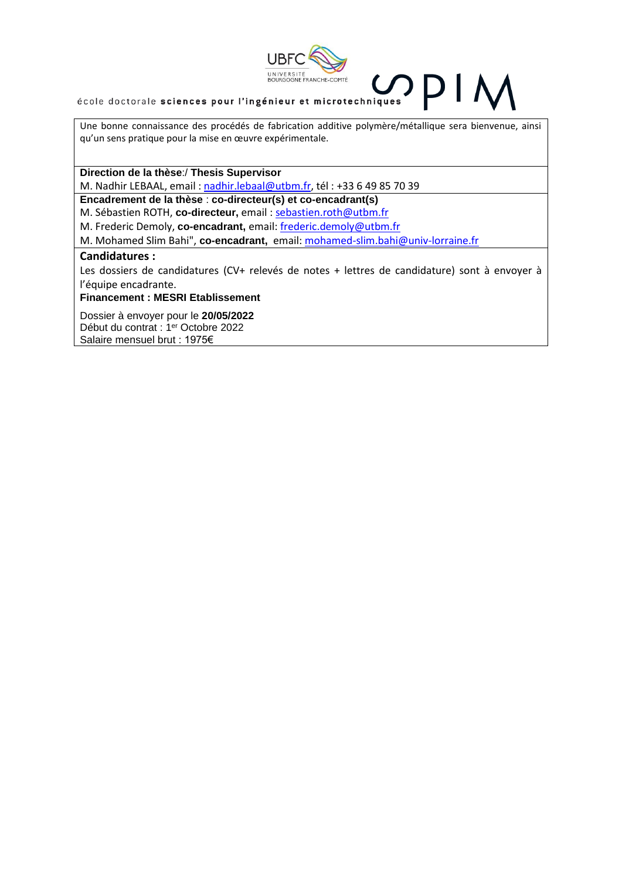Une bonne connaissance des procédés de fabrication additive polymère/métallique sera bienvenue, ainsi qu'un sens pratique pour la mise en œuvre expérimentale.

**Direction de la thèse**:/ **Thesis Supervisor**

M. Nadhir LEBAAL, email : nadhir.lebaal@utbm.fr, tél : +33 6 49 85 70 39

**Encadrement de la thèse** : **co-directeur(s) et co-encadrant(s)**

M. Sébastien ROTH, **co-directeur,** email : sebastien.roth@utbm.fr

M. Frederic Demoly, **co-encadrant,** email: frederic.demoly@utbm.fr

M. Mohamed Slim Bahi", **co-encadrant,** email: mohamed-slim.bahi@univ-lorraine.fr

**Candidatures :**

Les dossiers de candidatures (CV+ relevés de notes + lettres de candidature) sont à envoyer à l'équipe encadrante.

**Financement : MESRI Etablissement**

Dossier à envoyer pour le **20/05/2022**

Début du contrat : 1er Octobre 2022

Salaire mensuel brut : 1975€